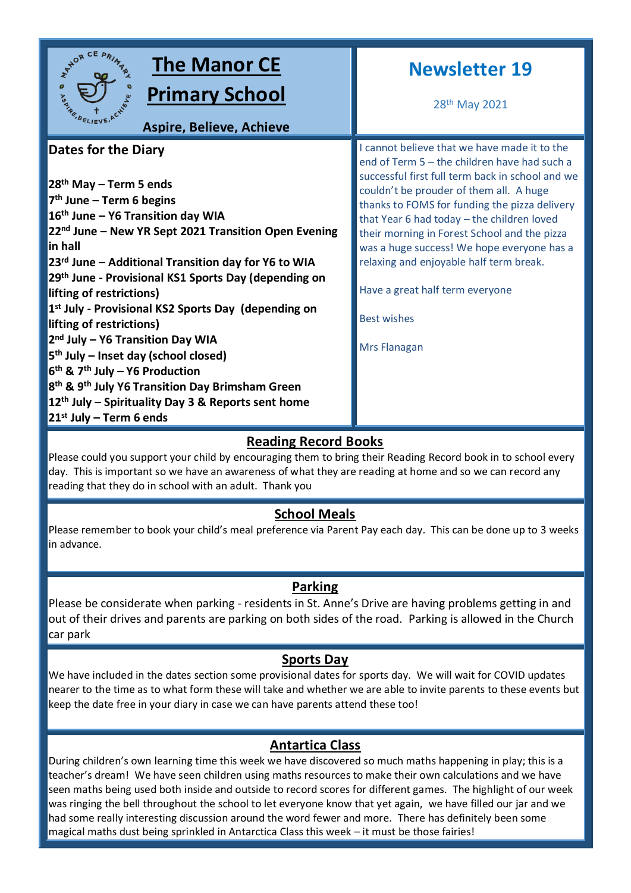# The Manor CE Primary School

**Aspire, Believe, Achieve**

# Newsletter 19

28th May 2021

## Dates for the Diary

**28th May – Term 5 ends**
**7th June – Term 6 begins**
**16th June – Y6 Transition day WIA**
**22nd June – New YR Sept 2021 Transition Open Evening in hall**
**23rd June – Additional Transition day for Y6 to WIA**
**29th June - Provisional KS1 Sports Day (depending on lifting of restrictions)**
**1st July - Provisional KS2 Sports Day (depending on lifting of restrictions)**
**2nd July – Y6 Transition Day WIA**
**5th July – Inset day (school closed)**
**6th & 7th July – Y6 Production**
**8th & 9th July Y6 Transition Day Brimsham Green**
**12th July – Spirituality Day 3 & Reports sent home**
**21st July – Term 6 ends**

I cannot believe that we have made it to the end of Term 5 – the children have had such a successful first full term back in school and we couldn't be prouder of them all. A huge thanks to FOMS for funding the pizza delivery that Year 6 had today – the children loved their morning in Forest School and the pizza was a huge success! We hope everyone has a relaxing and enjoyable half term break.

Have a great half term everyone

Best wishes

Mrs Flanagan

## Reading Record Books

Please could you support your child by encouraging them to bring their Reading Record book in to school every day. This is important so we have an awareness of what they are reading at home and so we can record any reading that they do in school with an adult. Thank you

## School Meals

Please remember to book your child's meal preference via Parent Pay each day. This can be done up to 3 weeks in advance.

## Parking

Please be considerate when parking - residents in St. Anne's Drive are having problems getting in and out of their drives and parents are parking on both sides of the road. Parking is allowed in the Church car park

## Sports Day

We have included in the dates section some provisional dates for sports day. We will wait for COVID updates nearer to the time as to what form these will take and whether we are able to invite parents to these events but keep the date free in your diary in case we can have parents attend these too!

## Antartica Class

During children's own learning time this week we have discovered so much maths happening in play; this is a teacher's dream! We have seen children using maths resources to make their own calculations and we have seen maths being used both inside and outside to record scores for different games. The highlight of our week was ringing the bell throughout the school to let everyone know that yet again, we have filled our jar and we had some really interesting discussion around the word fewer and more. There has definitely been some magical maths dust being sprinkled in Antarctica Class this week – it must be those fairies!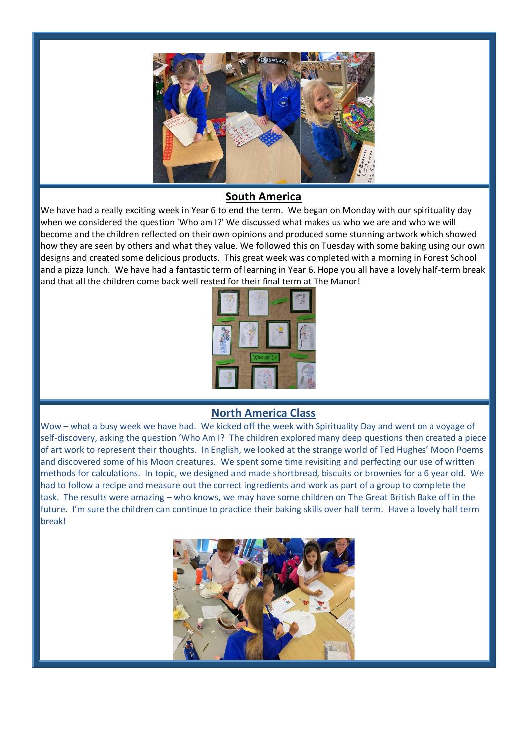## South America

We have had a really exciting week in Year 6 to end the term. We began on Monday with our spirituality day when we considered the question 'Who am I?' We discussed what makes us who we are and who we will become and the children reflected on their own opinions and produced some stunning artwork which showed how they are seen by others and what they value. We followed this on Tuesday with some baking using our own designs and created some delicious products. This great week was completed with a morning in Forest School and a pizza lunch. We have had a fantastic term of learning in Year 6. Hope you all have a lovely half-term break and that all the children come back well rested for their final term at The Manor!

## North America Class

Wow – what a busy week we have had. We kicked off the week with Spirituality Day and went on a voyage of self-discovery, asking the question 'Who Am I? The children explored many deep questions then created a piece of art work to represent their thoughts. In English, we looked at the strange world of Ted Hughes' Moon Poems and discovered some of his Moon creatures. We spent some time revisiting and perfecting our use of written methods for calculations. In topic, we designed and made shortbread, biscuits or brownies for a 6 year old. We had to follow a recipe and measure out the correct ingredients and work as part of a group to complete the task. The results were amazing – who knows, we may have some children on The Great British Bake off in the future. I'm sure the children can continue to practice their baking skills over half term. Have a lovely half term break!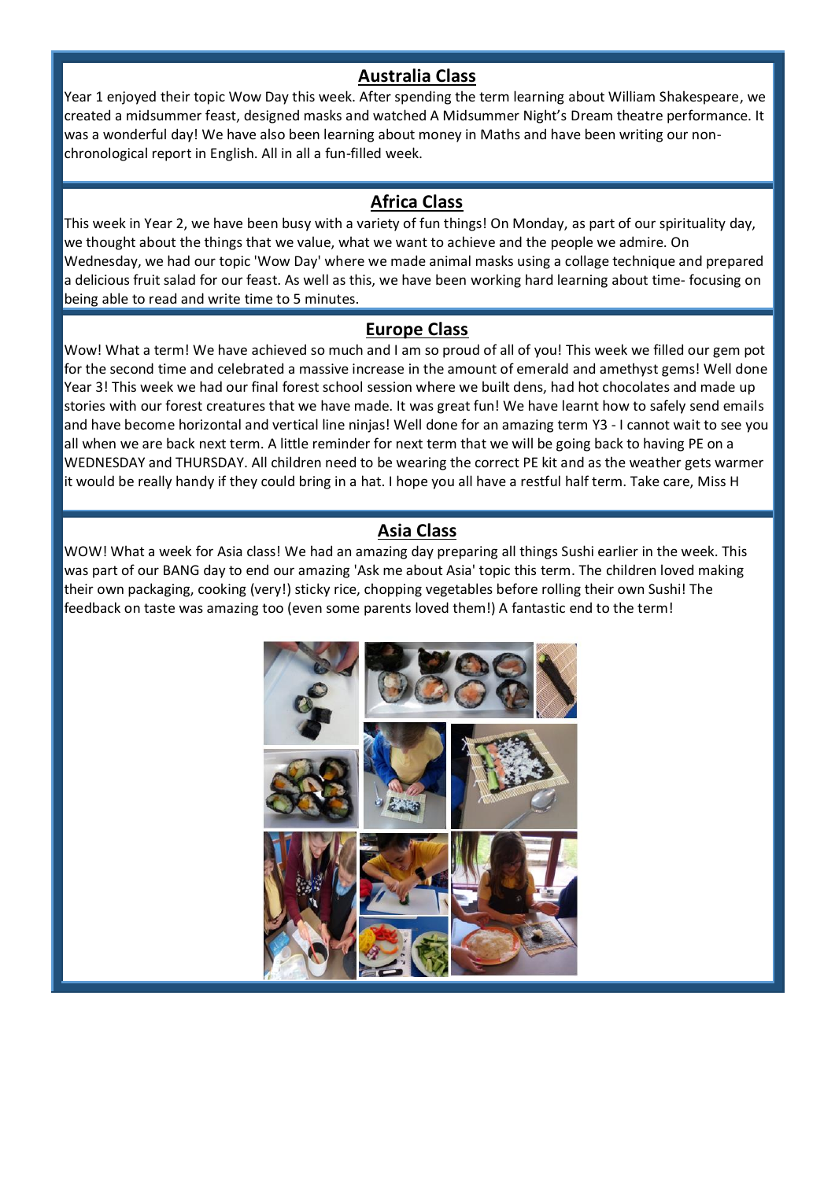## Australia Class

Year 1 enjoyed their topic Wow Day this week. After spending the term learning about William Shakespeare, we created a midsummer feast, designed masks and watched A Midsummer Night's Dream theatre performance. It was a wonderful day! We have also been learning about money in Maths and have been writing our non-chronological report in English. All in all a fun-filled week.

## Africa Class

This week in Year 2, we have been busy with a variety of fun things! On Monday, as part of our spirituality day, we thought about the things that we value, what we want to achieve and the people we admire. On Wednesday, we had our topic 'Wow Day' where we made animal masks using a collage technique and prepared a delicious fruit salad for our feast. As well as this, we have been working hard learning about time- focusing on being able to read and write time to 5 minutes.

## Europe Class

Wow! What a term! We have achieved so much and I am so proud of all of you! This week we filled our gem pot for the second time and celebrated a massive increase in the amount of emerald and amethyst gems! Well done Year 3! This week we had our final forest school session where we built dens, had hot chocolates and made up stories with our forest creatures that we have made. It was great fun! We have learnt how to safely send emails and have become horizontal and vertical line ninjas! Well done for an amazing term Y3 - I cannot wait to see you all when we are back next term. A little reminder for next term that we will be going back to having PE on a WEDNESDAY and THURSDAY. All children need to be wearing the correct PE kit and as the weather gets warmer it would be really handy if they could bring in a hat. I hope you all have a restful half term. Take care, Miss H

## Asia Class

WOW! What a week for Asia class! We had an amazing day preparing all things Sushi earlier in the week. This was part of our BANG day to end our amazing 'Ask me about Asia' topic this term. The children loved making their own packaging, cooking (very!) sticky rice, chopping vegetables before rolling their own Sushi! The feedback on taste was amazing too (even some parents loved them!) A fantastic end to the term!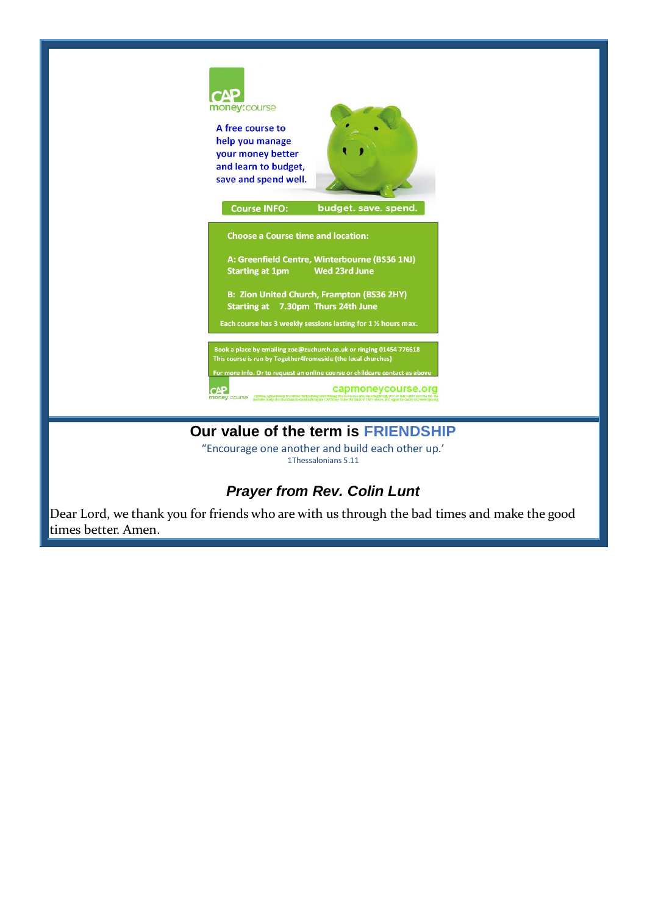CAP money:course

A free course to help you manage your money better and learn to budget, save and spend well.

**Course INFO:** budget. save. spend.

**Choose a Course time and location:**

**A: Greenfield Centre, Winterbourne (BS36 1NJ)**
**Starting at 1pm Wed 23rd June**

**B: Zion United Church, Frampton (BS36 2HY)**
**Starting at 7.30pm Thurs 24th June**

**Each course has 3 weekly sessions lasting for 1 ½ hours max.**

Book a place by emailing zoe@zuchurch.co.uk or ringing 01454 776618
This course is run by Together4fromeside (the local churches)
For more info. Or to request an online course or childcare contact as above

CAP money:course capmoneycourse.org

## Our value of the term is FRIENDSHIP

"Encourage one another and build each other up.'
1Thessalonians 5.11

### *Prayer from Rev. Colin Lunt*

Dear Lord, we thank you for friends who are with us through the bad times and make the good times better. Amen.